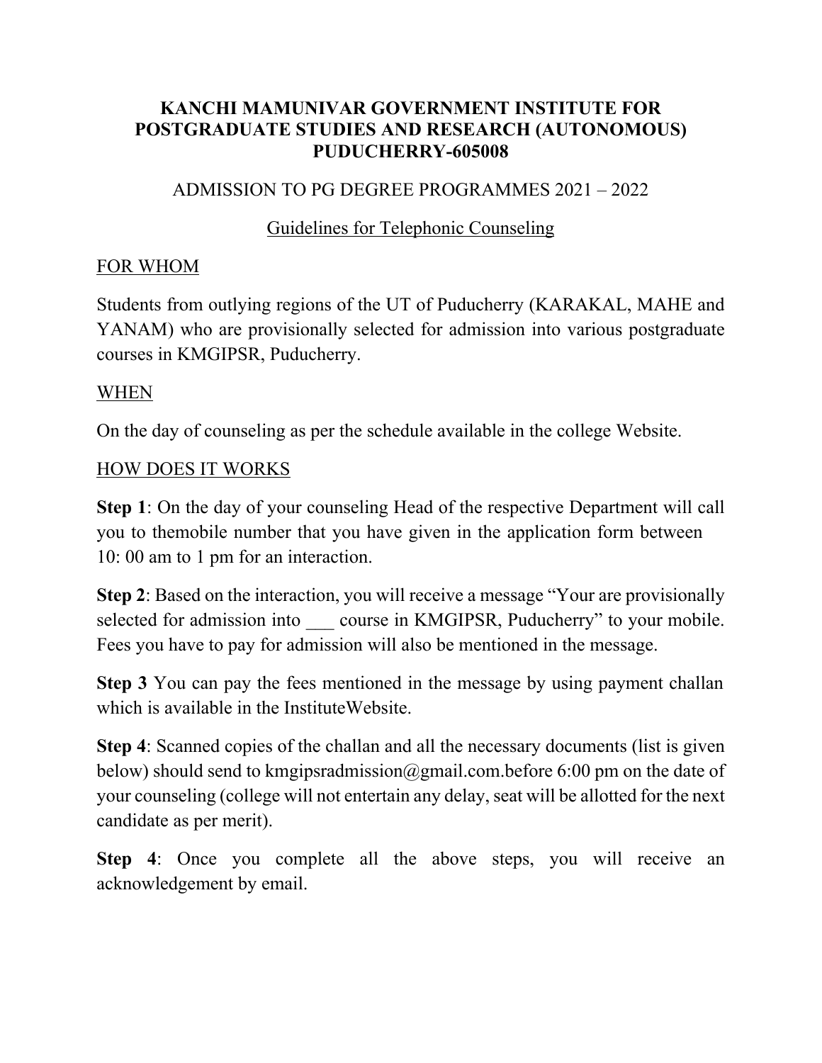# KANCHI MAMUNIVAR GOVERNMENT INSTITUTE FOR POSTGRADUATE STUDIES AND RESEARCH (AUTONOMOUS) PUDUCHERRY-605008

ADMISSION TO PG DEGREE PROGRAMMES 2021 – 2022

## Guidelines for Telephonic Counseling

### FOR WHOM

Students from outlying regions of the UT of Puducherry (KARAKAL, MAHE and YANAM) who are provisionally selected for admission into various postgraduate courses in KMGIPSR, Puducherry.

### WHEN

On the day of counseling as per the schedule available in the college Website.

### HOW DOES IT WORKS

**Step 1**: On the day of your counseling Head of the respective Department will call you to themobile number that you have given in the application form between 10: 00 am to 1 pm for an interaction.

**Step 2**: Based on the interaction, you will receive a message "Your are provisionally selected for admission into ___ course in KMGIPSR, Puducherry" to your mobile. Fees you have to pay for admission will also be mentioned in the message.

**Step 3** You can pay the fees mentioned in the message by using payment challan which is available in the InstituteWebsite.

**Step 4**: Scanned copies of the challan and all the necessary documents (list is given below) should send to kmgipsradmission@gmail.com.before 6:00 pm on the date of your counseling (college will not entertain any delay, seat will be allotted for the next candidate as per merit).

**Step 4**: Once you complete all the above steps, you will receive an acknowledgement by email.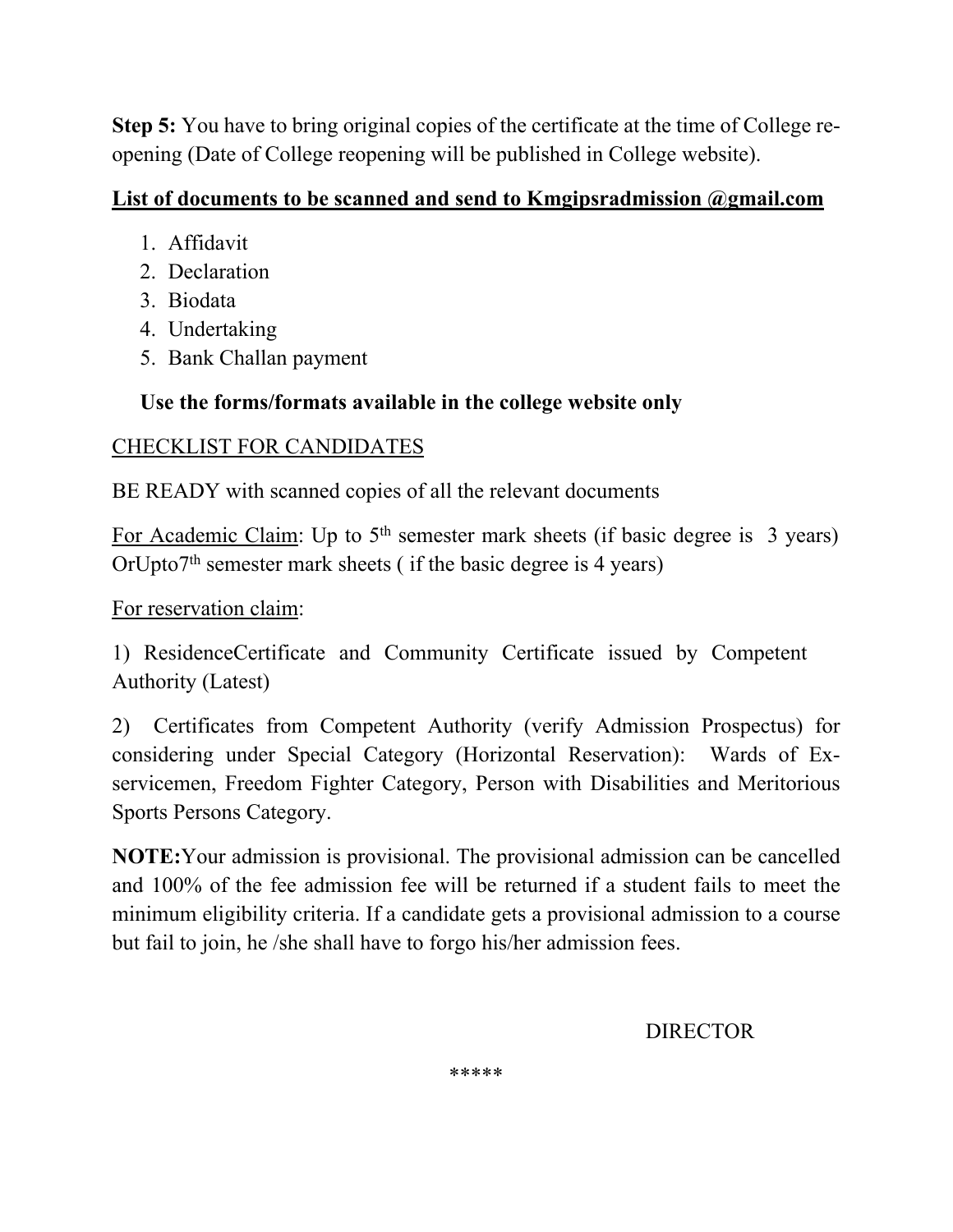**Step 5:** You have to bring original copies of the certificate at the time of College re-opening (Date of College reopening will be published in College website).

**List of documents to be scanned and send to Kmgipsradmission @gmail.com**

1. Affidavit
2. Declaration
3. Biodata
4. Undertaking
5. Bank Challan payment

**Use the forms/formats available in the college website only**

CHECKLIST FOR CANDIDATES

BE READY with scanned copies of all the relevant documents

For Academic Claim: Up to 5th semester mark sheets (if basic degree is 3 years) OrUpto7th semester mark sheets ( if the basic degree is 4 years)

For reservation claim:

1) ResidenceCertificate and Community Certificate issued by Competent Authority (Latest)

2) Certificates from Competent Authority (verify Admission Prospectus) for considering under Special Category (Horizontal Reservation): Wards of Ex-servicemen, Freedom Fighter Category, Person with Disabilities and Meritorious Sports Persons Category.

**NOTE:**Your admission is provisional. The provisional admission can be cancelled and 100% of the fee admission fee will be returned if a student fails to meet the minimum eligibility criteria. If a candidate gets a provisional admission to a course but fail to join, he /she shall have to forgo his/her admission fees.

DIRECTOR

*****